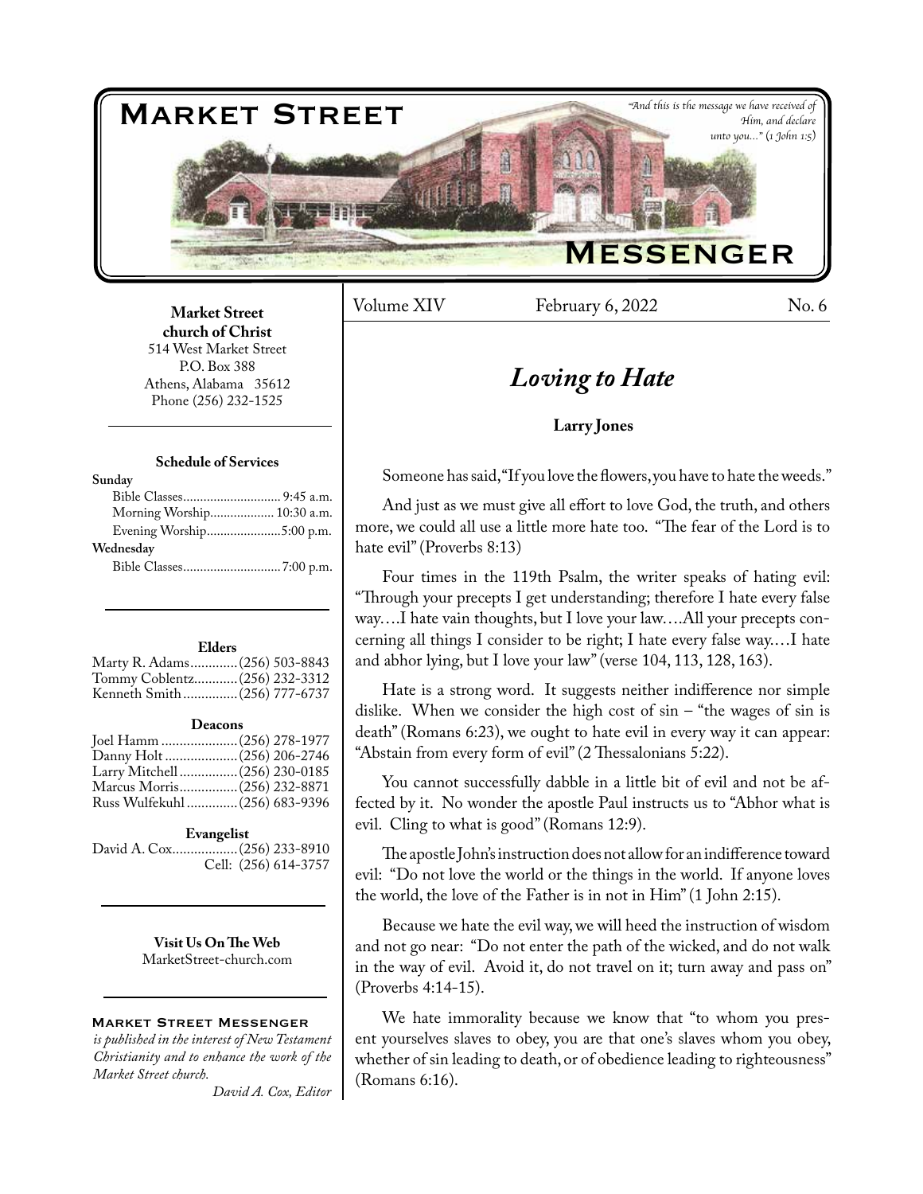# Market Street Messenger

*"And this is the message we have received of Him, and declare unto you..." (1 John 1:5)*

**Market Street church of Christ**
514 West Market Street
P.O. Box 388
Athens, Alabama 35612
Phone (256) 232-1525

**Schedule of Services**

**Sunday**
Bible Classes............................. 9:45 a.m.
Morning Worship................... 10:30 a.m.
Evening Worship......................5:00 p.m.

**Wednesday**
Bible Classes.............................7:00 p.m.

**Elders**
Marty R. Adams.............(256) 503-8843
Tommy Coblentz............(256) 232-3312
Kenneth Smith...............(256) 777-6737

**Deacons**
Joel Hamm .....................(256) 278-1977
Danny Holt ....................(256) 206-2746
Larry Mitchell ................(256) 230-0185
Marcus Morris................(256) 232-8871
Russ Wulfekuhl ..............(256) 683-9396

**Evangelist**
David A. Cox..................(256) 233-8910
Cell: (256) 614-3757

**Visit Us On The Web**
MarketStreet-church.com

**Market Street Messenger**
*is published in the interest of New Testament Christianity and to enhance the work of the Market Street church.*
*David A. Cox, Editor*

Volume XIV February 6, 2022 No. 6

## *Loving to Hate*

**Larry Jones**

Someone has said, "If you love the flowers, you have to hate the weeds."

And just as we must give all effort to love God, the truth, and others more, we could all use a little more hate too. "The fear of the Lord is to hate evil" (Proverbs 8:13)

Four times in the 119th Psalm, the writer speaks of hating evil: "Through your precepts I get understanding; therefore I hate every false way.…I hate vain thoughts, but I love your law.…All your precepts concerning all things I consider to be right; I hate every false way.…I hate and abhor lying, but I love your law" (verse 104, 113, 128, 163).

Hate is a strong word. It suggests neither indifference nor simple dislike. When we consider the high cost of sin – "the wages of sin is death" (Romans 6:23), we ought to hate evil in every way it can appear: "Abstain from every form of evil" (2 Thessalonians 5:22).

You cannot successfully dabble in a little bit of evil and not be affected by it. No wonder the apostle Paul instructs us to "Abhor what is evil. Cling to what is good" (Romans 12:9).

The apostle John's instruction does not allow for an indifference toward evil: "Do not love the world or the things in the world. If anyone loves the world, the love of the Father is in not in Him" (1 John 2:15).

Because we hate the evil way, we will heed the instruction of wisdom and not go near: "Do not enter the path of the wicked, and do not walk in the way of evil. Avoid it, do not travel on it; turn away and pass on" (Proverbs 4:14-15).

We hate immorality because we know that "to whom you present yourselves slaves to obey, you are that one's slaves whom you obey, whether of sin leading to death, or of obedience leading to righteousness" (Romans 6:16).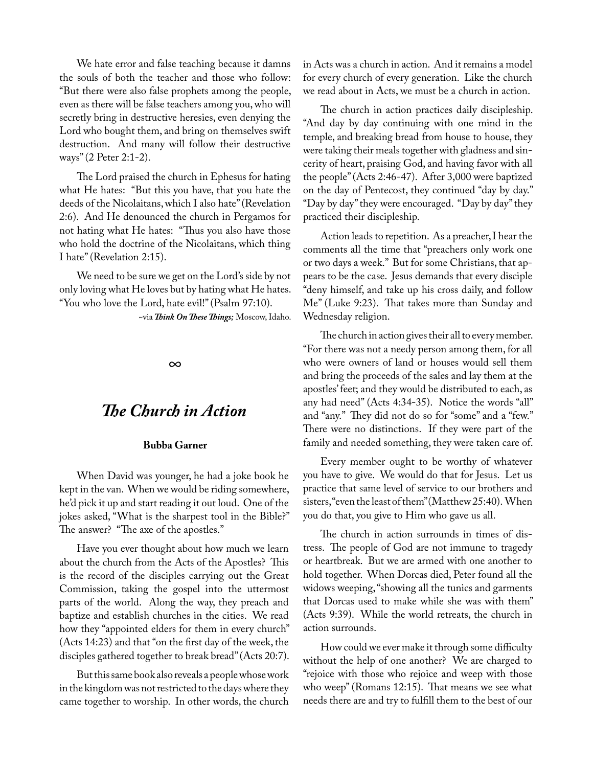We hate error and false teaching because it damns the souls of both the teacher and those who follow: "But there were also false prophets among the people, even as there will be false teachers among you, who will secretly bring in destructive heresies, even denying the Lord who bought them, and bring on themselves swift destruction. And many will follow their destructive ways" (2 Peter 2:1-2).

The Lord praised the church in Ephesus for hating what He hates: "But this you have, that you hate the deeds of the Nicolaitans, which I also hate" (Revelation 2:6). And He denounced the church in Pergamos for not hating what He hates: "Thus you also have those who hold the doctrine of the Nicolaitans, which thing I hate" (Revelation 2:15).

We need to be sure we get on the Lord's side by not only loving what He loves but by hating what He hates. "You who love the Lord, hate evil!" (Psalm 97:10).

~via ***Think On These Things;*** Moscow, Idaho.

∞

## *The Church in Action*

**Bubba Garner**

When David was younger, he had a joke book he kept in the van. When we would be riding somewhere, he'd pick it up and start reading it out loud. One of the jokes asked, "What is the sharpest tool in the Bible?" The answer? "The axe of the apostles."

Have you ever thought about how much we learn about the church from the Acts of the Apostles? This is the record of the disciples carrying out the Great Commission, taking the gospel into the uttermost parts of the world. Along the way, they preach and baptize and establish churches in the cities. We read how they "appointed elders for them in every church" (Acts 14:23) and that "on the first day of the week, the disciples gathered together to break bread" (Acts 20:7).

But this same book also reveals a people whose work in the kingdom was not restricted to the days where they came together to worship. In other words, the church in Acts was a church in action. And it remains a model for every church of every generation. Like the church we read about in Acts, we must be a church in action.

The church in action practices daily discipleship. "And day by day continuing with one mind in the temple, and breaking bread from house to house, they were taking their meals together with gladness and sincerity of heart, praising God, and having favor with all the people" (Acts 2:46-47). After 3,000 were baptized on the day of Pentecost, they continued "day by day." "Day by day" they were encouraged. "Day by day" they practiced their discipleship.

Action leads to repetition. As a preacher, I hear the comments all the time that "preachers only work one or two days a week." But for some Christians, that appears to be the case. Jesus demands that every disciple "deny himself, and take up his cross daily, and follow Me" (Luke 9:23). That takes more than Sunday and Wednesday religion.

The church in action gives their all to every member. "For there was not a needy person among them, for all who were owners of land or houses would sell them and bring the proceeds of the sales and lay them at the apostles' feet; and they would be distributed to each, as any had need" (Acts 4:34-35). Notice the words "all" and "any." They did not do so for "some" and a "few." There were no distinctions. If they were part of the family and needed something, they were taken care of.

Every member ought to be worthy of whatever you have to give. We would do that for Jesus. Let us practice that same level of service to our brothers and sisters, "even the least of them" (Matthew 25:40). When you do that, you give to Him who gave us all.

The church in action surrounds in times of distress. The people of God are not immune to tragedy or heartbreak. But we are armed with one another to hold together. When Dorcas died, Peter found all the widows weeping, "showing all the tunics and garments that Dorcas used to make while she was with them" (Acts 9:39). While the world retreats, the church in action surrounds.

How could we ever make it through some difficulty without the help of one another? We are charged to "rejoice with those who rejoice and weep with those who weep" (Romans 12:15). That means we see what needs there are and try to fulfill them to the best of our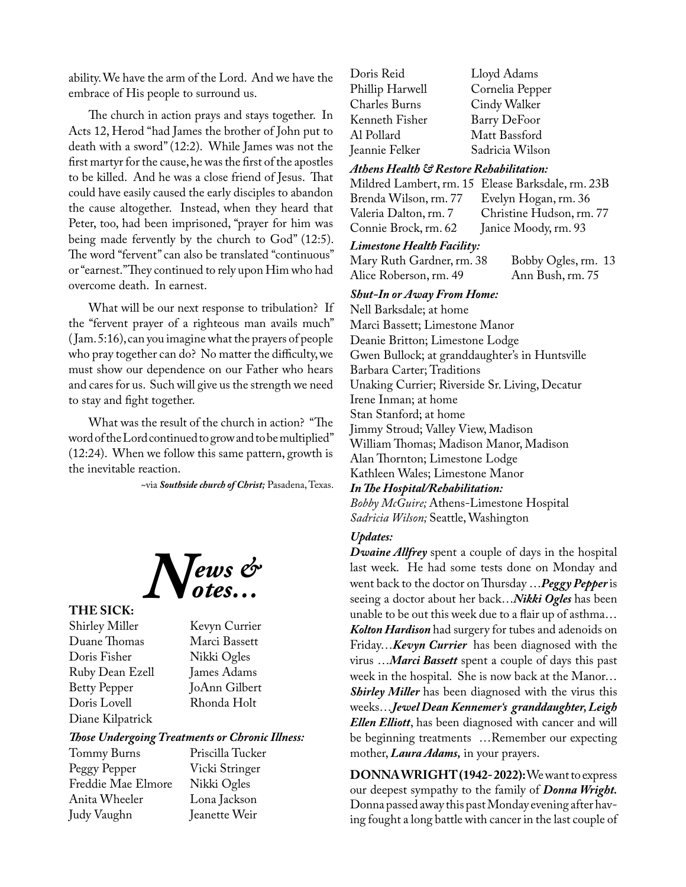ability. We have the arm of the Lord. And we have the embrace of His people to surround us.

The church in action prays and stays together. In Acts 12, Herod "had James the brother of John put to death with a sword" (12:2). While James was not the first martyr for the cause, he was the first of the apostles to be killed. And he was a close friend of Jesus. That could have easily caused the early disciples to abandon the cause altogether. Instead, when they heard that Peter, too, had been imprisoned, "prayer for him was being made fervently by the church to God" (12:5). The word "fervent" can also be translated "continuous" or "earnest." They continued to rely upon Him who had overcome death. In earnest.

What will be our next response to tribulation? If the "fervent prayer of a righteous man avails much" (Jam. 5:16), can you imagine what the prayers of people who pray together can do? No matter the difficulty, we must show our dependence on our Father who hears and cares for us. Such will give us the strength we need to stay and fight together.

What was the result of the church in action? "The word of the Lord continued to grow and to be multiplied" (12:24). When we follow this same pattern, growth is the inevitable reaction.

~via ***Southside church of Christ;*** Pasadena, Texas.

# *News & Notes…*

**THE SICK:**

Shirley Miller
Duane Thomas
Doris Fisher
Ruby Dean Ezell
Betty Pepper
Doris Lovell
Diane Kilpatrick
Kevyn Currier
Marci Bassett
Nikki Ogles
James Adams
JoAnn Gilbert
Rhonda Holt

***Those Undergoing Treatments or Chronic Illness:***

Tommy Burns
Peggy Pepper
Freddie Mae Elmore
Anita Wheeler
Judy Vaughn
Priscilla Tucker
Vicki Stringer
Nikki Ogles
Lona Jackson
Jeanette Weir
Doris Reid
Phillip Harwell
Charles Burns
Kenneth Fisher
Al Pollard
Jeannie Felker
Lloyd Adams
Cornelia Pepper
Cindy Walker
Barry DeFoor
Matt Bassford
Sadricia Wilson

***Athens Health & Restore Rehabilitation:***

Mildred Lambert, rm. 15
Brenda Wilson, rm. 77
Valeria Dalton, rm. 7
Connie Brock, rm. 62
Elease Barksdale, rm. 23B
Evelyn Hogan, rm. 36
Christine Hudson, rm. 77
Janice Moody, rm. 93

***Limestone Health Facility:***

Mary Ruth Gardner, rm. 38
Alice Roberson, rm. 49
Bobby Ogles, rm. 13
Ann Bush, rm. 75

***Shut-In or Away From Home:***

Nell Barksdale; at home
Marci Bassett; Limestone Manor
Deanie Britton; Limestone Lodge
Gwen Bullock; at granddaughter's in Huntsville
Barbara Carter; Traditions
Unaking Currier; Riverside Sr. Living, Decatur
Irene Inman; at home
Stan Stanford; at home
Jimmy Stroud; Valley View, Madison
William Thomas; Madison Manor, Madison
Alan Thornton; Limestone Lodge
Kathleen Wales; Limestone Manor

***In The Hospital/Rehabilitation:***

*Bobby McGuire;* Athens-Limestone Hospital
*Sadricia Wilson;* Seattle, Washington

***Updates:***

***Dwaine Allfrey*** spent a couple of days in the hospital last week. He had some tests done on Monday and went back to the doctor on Thursday …***Peggy Pepper*** is seeing a doctor about her back…***Nikki Ogles*** has been unable to be out this week due to a flair up of asthma… ***Kolton Hardison*** had surgery for tubes and adenoids on Friday…***Kevyn Currier*** has been diagnosed with the virus …***Marci Bassett*** spent a couple of days this past week in the hospital. She is now back at the Manor… ***Shirley Miller*** has been diagnosed with the virus this weeks…***Jewel Dean Kennemer's granddaughter, Leigh Ellen Elliott***, has been diagnosed with cancer and will be beginning treatments …Remember our expecting mother, ***Laura Adams,*** in your prayers.

**DONNA WRIGHT (1942-2022):** We want to express our deepest sympathy to the family of ***Donna Wright.*** Donna passed away this past Monday evening after having fought a long battle with cancer in the last couple of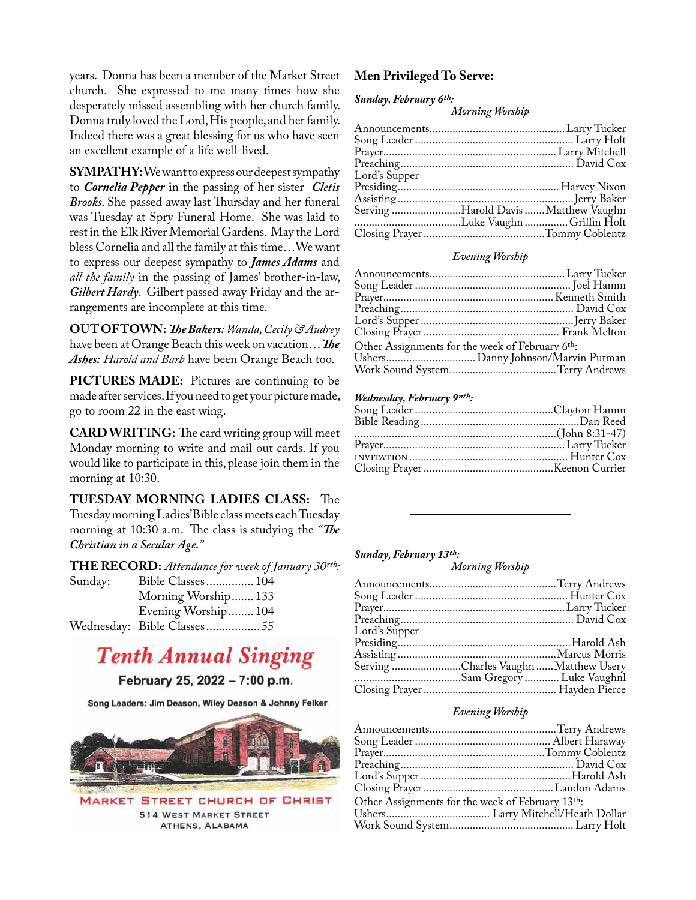years. Donna has been a member of the Market Street church. She expressed to me many times how she desperately missed assembling with her church family. Donna truly loved the Lord, His people, and her family. Indeed there was a great blessing for us who have seen an excellent example of a life well-lived.

**SYMPATHY:** We want to express our deepest sympathy to ***Cornelia Pepper*** in the passing of her sister ***Cletis Brooks***. She passed away last Thursday and her funeral was Tuesday at Spry Funeral Home. She was laid to rest in the Elk River Memorial Gardens. May the Lord bless Cornelia and all the family at this time…We want to express our deepest sympathy to ***James Adams*** and *all the family* in the passing of James' brother-in-law, ***Gilbert Hardy***. Gilbert passed away Friday and the arrangements are incomplete at this time.

**OUT OF TOWN:** ***The Bakers:*** *Wanda, Cecily & Audrey* have been at Orange Beach this week on vacation… ***The Ashes:*** *Harold and Barb* have been Orange Beach too.

**PICTURES MADE:** Pictures are continuing to be made after services. If you need to get your picture made, go to room 22 in the east wing.

**CARD WRITING:** The card writing group will meet Monday morning to write and mail out cards. If you would like to participate in this, please join them in the morning at 10:30.

**TUESDAY MORNING LADIES CLASS:** The Tuesday morning Ladies' Bible class meets each Tuesday morning at 10:30 a.m. The class is studying the *"**The** Christian in a Secular Age."*

**THE RECORD:** *Attendance for week of January 30rth:*

| | | |
|---|---|---|
| Sunday: | Bible Classes | 104 |
| | Morning Worship | 133 |
| | Evening Worship | 104 |
| Wednesday: | Bible Classes | 55 |

# Tenth Annual Singing

**February 25, 2022 – 7:00 p.m.**

Song Leaders: Jim Deason, Wiley Deason & Johnny Felker

MARKET STREET CHURCH OF CHRIST
514 West Market Street
Athens, Alabama

## Men Privileged To Serve:

***Sunday, February 6th:***

*Morning Worship*

Announcements............Larry Tucker
Song Leader............Larry Holt
Prayer............Larry Mitchell
Preaching............David Cox
Lord's Supper
Presiding............Harvey Nixon
Assisting............Jerry Baker
Serving............Harold Davis............Matthew Vaughn
............Luke Vaughn............Griffin Holt
Closing Prayer............Tommy Coblentz

*Evening Worship*

Announcements............Larry Tucker
Song Leader............Joel Hamm
Prayer............Kenneth Smith
Preaching............David Cox
Lord's Supper............Jerry Baker
Closing Prayer............Frank Melton
Other Assignments for the week of February 6th:
Ushers............Danny Johnson/Marvin Putman
Work Sound System............Terry Andrews

***Wednesday, February 9nth:***

Song Leader............Clayton Hamm
Bible Reading............Dan Reed
............(John 8:31-47)
Prayer............Larry Tucker
INVITATION............Hunter Cox
Closing Prayer............Keenon Currier

---

***Sunday, February 13th:***

*Morning Worship*

Announcements............Terry Andrews
Song Leader............Hunter Cox
Prayer............Larry Tucker
Preaching............David Cox
Lord's Supper
Presiding............Harold Ash
Assisting............Marcus Morris
Serving............Charles Vaughn............Matthew Usery
............Sam Gregory............Luke Vaughnl
Closing Prayer............Hayden Pierce

*Evening Worship*

Announcements............Terry Andrews
Song Leader............Albert Haraway
Prayer............Tommy Coblentz
Preaching............David Cox
Lord's Supper............Harold Ash
Closing Prayer............Landon Adams
Other Assignments for the week of February 13th:
Ushers............Larry Mitchell/Heath Dollar
Work Sound System............Larry Holt